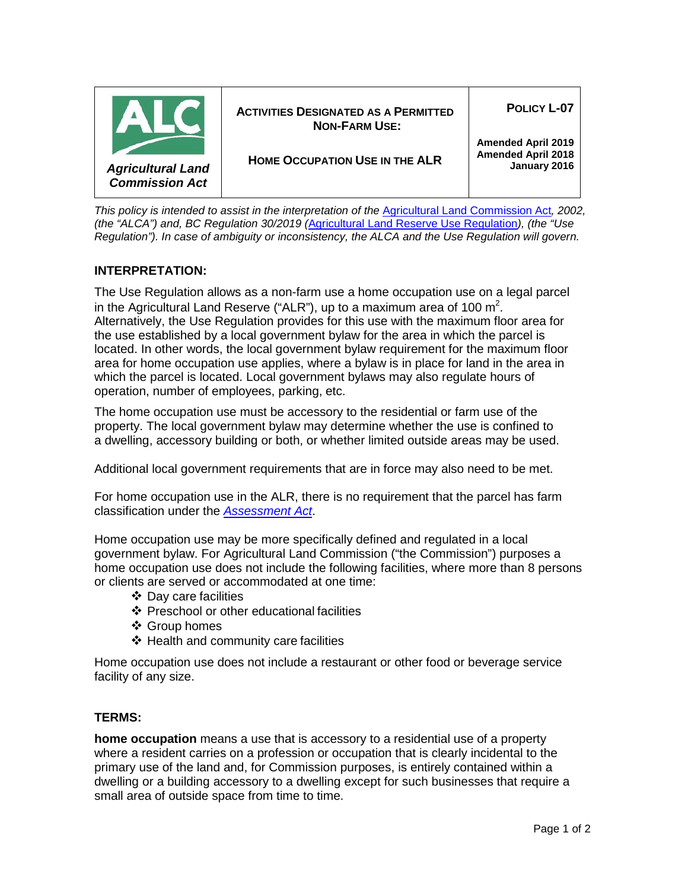| Agricultural Land Commission Act | **ACTIVITIES DESIGNATED AS A PERMITTED NON-FARM USE:** **HOME OCCUPATION USE IN THE ALR** | **POLICY L-07** **Amended April 2019** **Amended April 2018** **January 2016** |
|---|---|---|

*This policy is intended to assist in the interpretation of the Agricultural Land Commission Act, 2002, (the "ALCA") and, BC Regulation 30/2019 (Agricultural Land Reserve Use Regulation), (the "Use Regulation"). In case of ambiguity or inconsistency, the ALCA and the Use Regulation will govern.*

## INTERPRETATION:

The Use Regulation allows as a non-farm use a home occupation use on a legal parcel in the Agricultural Land Reserve ("ALR"), up to a maximum area of 100 $m^2$. Alternatively, the Use Regulation provides for this use with the maximum floor area for the use established by a local government bylaw for the area in which the parcel is located. In other words, the local government bylaw requirement for the maximum floor area for home occupation use applies, where a bylaw is in place for land in the area in which the parcel is located. Local government bylaws may also regulate hours of operation, number of employees, parking, etc.

The home occupation use must be accessory to the residential or farm use of the property. The local government bylaw may determine whether the use is confined to a dwelling, accessory building or both, or whether limited outside areas may be used.

Additional local government requirements that are in force may also need to be met.

For home occupation use in the ALR, there is no requirement that the parcel has farm classification under the *Assessment Act*.

Home occupation use may be more specifically defined and regulated in a local government bylaw. For Agricultural Land Commission ("the Commission") purposes a home occupation use does not include the following facilities, where more than 8 persons or clients are served or accommodated at one time:

- Day care facilities
- Preschool or other educational facilities
- Group homes
- Health and community care facilities

Home occupation use does not include a restaurant or other food or beverage service facility of any size.

## TERMS:

**home occupation** means a use that is accessory to a residential use of a property where a resident carries on a profession or occupation that is clearly incidental to the primary use of the land and, for Commission purposes, is entirely contained within a dwelling or a building accessory to a dwelling except for such businesses that require a small area of outside space from time to time.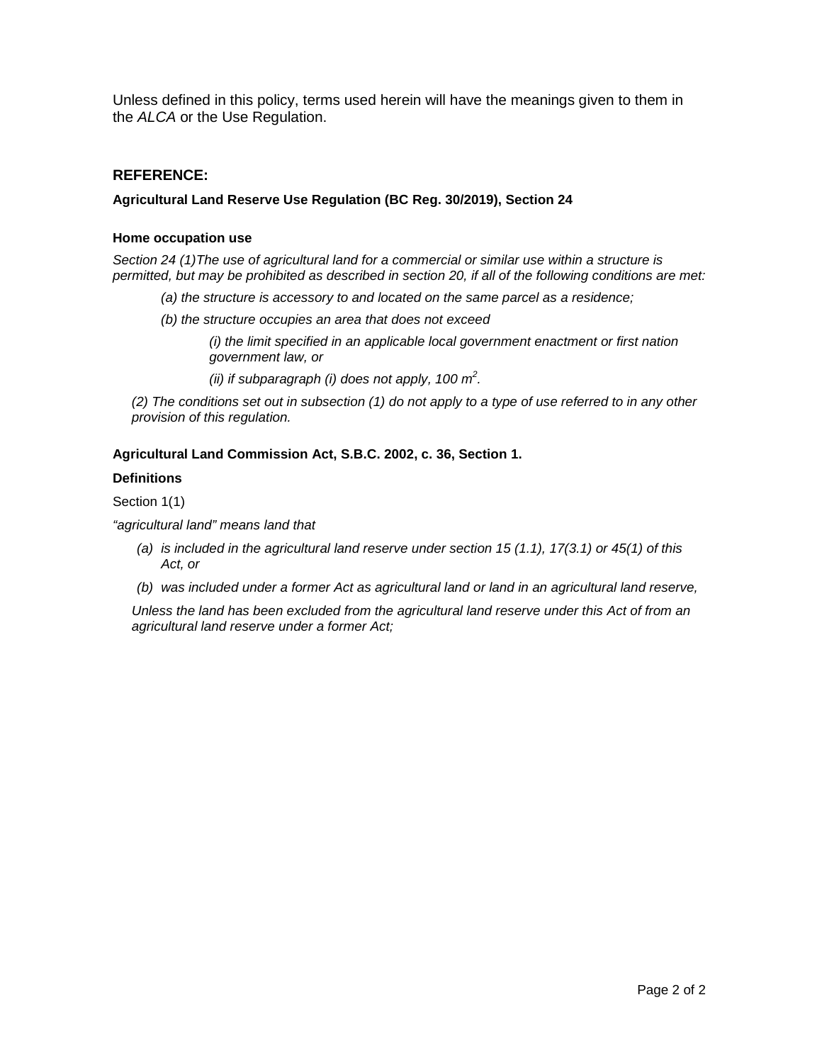Unless defined in this policy, terms used herein will have the meanings given to them in the *ALCA* or the Use Regulation.

## REFERENCE:

**Agricultural Land Reserve Use Regulation (BC Reg. 30/2019), Section 24**

**Home occupation use**

*Section 24 (1)The use of agricultural land for a commercial or similar use within a structure is permitted, but may be prohibited as described in section 20, if all of the following conditions are met:*

> *(a) the structure is accessory to and located on the same parcel as a residence;*
>
> *(b) the structure occupies an area that does not exceed*
>
> > *(i) the limit specified in an applicable local government enactment or first nation government law, or*
> >
> > *(ii) if subparagraph (i) does not apply, 100 $m^2$.*

*(2) The conditions set out in subsection (1) do not apply to a type of use referred to in any other provision of this regulation.*

**Agricultural Land Commission Act, S.B.C. 2002, c. 36, Section 1.**

**Definitions**

Section 1(1)

*"agricultural land" means land that*

*(a) is included in the agricultural land reserve under section 15 (1.1), 17(3.1) or 45(1) of this Act, or*

*(b) was included under a former Act as agricultural land or land in an agricultural land reserve,*

*Unless the land has been excluded from the agricultural land reserve under this Act of from an agricultural land reserve under a former Act;*